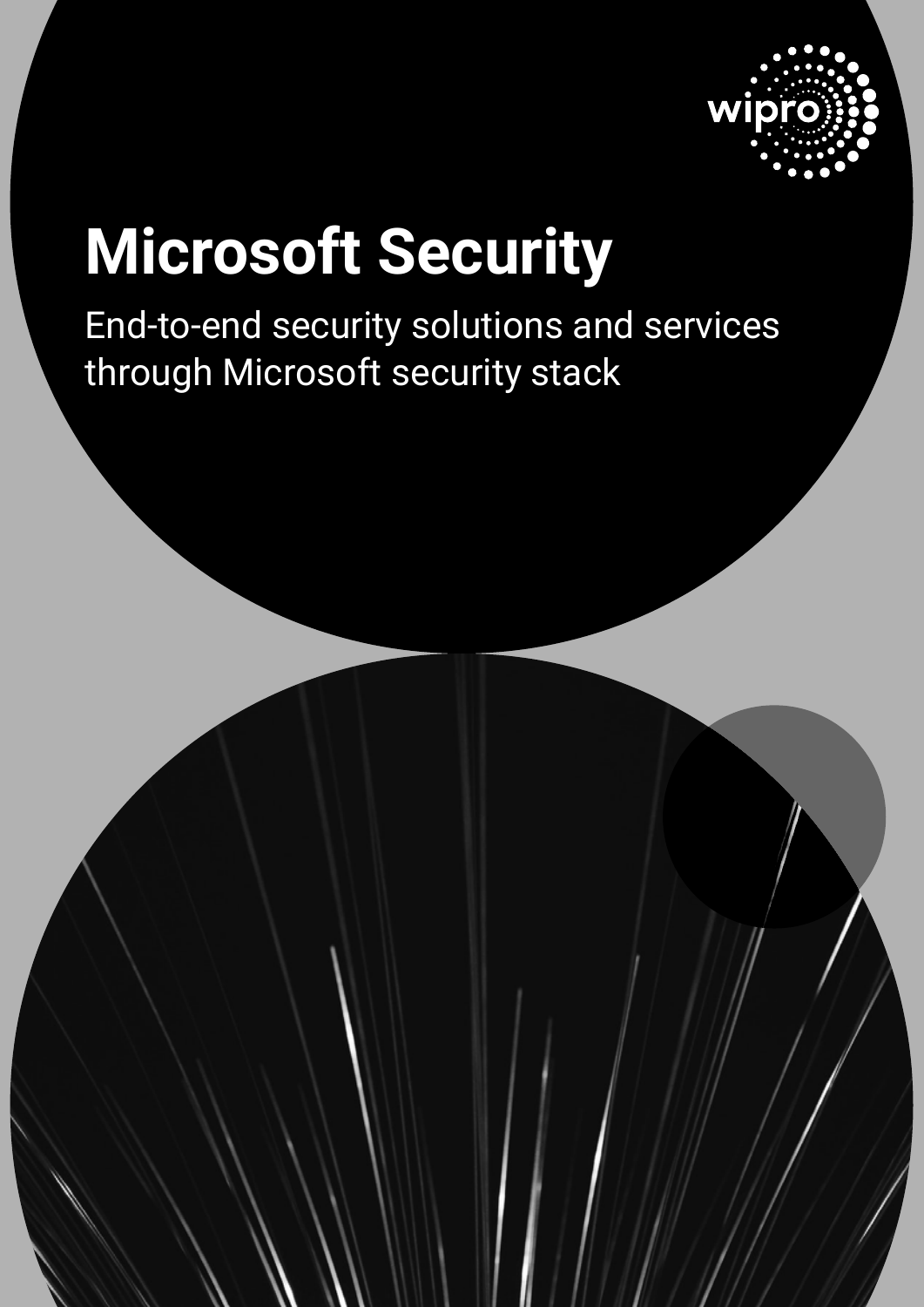# Microsoft Security

End-to-end security solutions and services through Microsoft security stack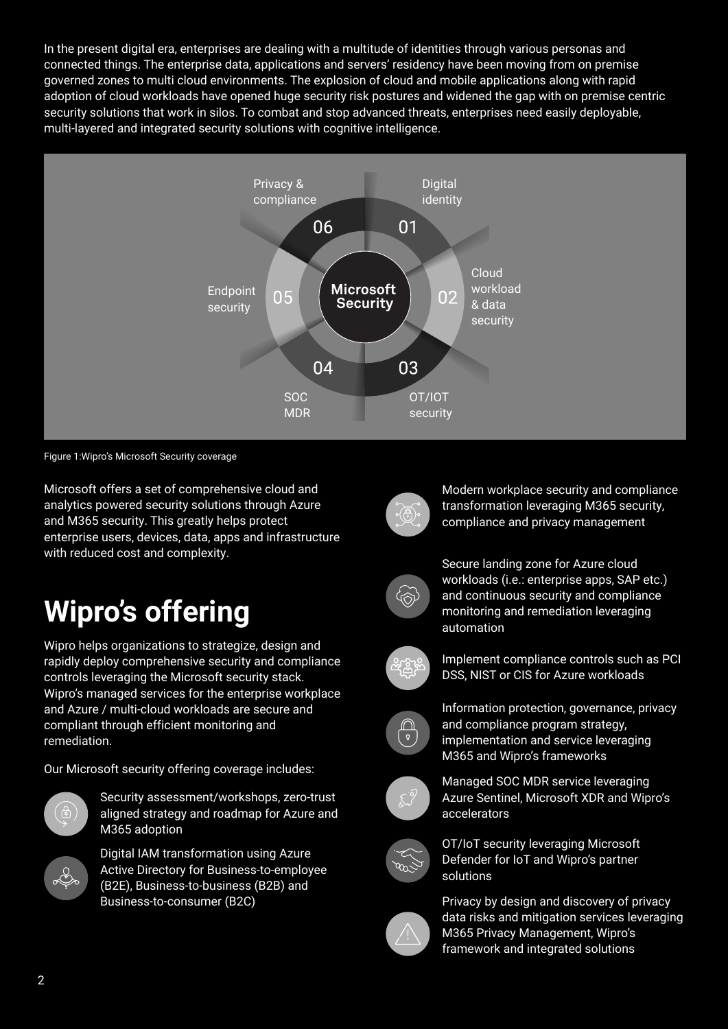In the present digital era, enterprises are dealing with a multitude of identities through various personas and connected things. The enterprise data, applications and servers' residency have been moving from on premise governed zones to multi cloud environments. The explosion of cloud and mobile applications along with rapid adoption of cloud workloads have opened huge security risk postures and widened the gap with on premise centric security solutions that work in silos. To combat and stop advanced threats, enterprises need easily deployable, multi-layered and integrated security solutions with cognitive intelligence.

Microsoft Security

01 Digital identity

02 Cloud workload & data security

03 OT/IOT security

04 SOC MDR

05 Endpoint security

06 Privacy & compliance

Figure 1:Wipro's Microsoft Security coverage

Microsoft offers a set of comprehensive cloud and analytics powered security solutions through Azure and M365 security. This greatly helps protect enterprise users, devices, data, apps and infrastructure with reduced cost and complexity.

# Wipro's offering

Wipro helps organizations to strategize, design and rapidly deploy comprehensive security and compliance controls leveraging the Microsoft security stack. Wipro's managed services for the enterprise workplace and Azure / multi-cloud workloads are secure and compliant through efficient monitoring and remediation.

Our Microsoft security offering coverage includes:

- Security assessment/workshops, zero-trust aligned strategy and roadmap for Azure and M365 adoption
- Digital IAM transformation using Azure Active Directory for Business-to-employee (B2E), Business-to-business (B2B) and Business-to-consumer (B2C)
- Modern workplace security and compliance transformation leveraging M365 security, compliance and privacy management
- Secure landing zone for Azure cloud workloads (i.e.: enterprise apps, SAP etc.) and continuous security and compliance monitoring and remediation leveraging automation
- Implement compliance controls such as PCI DSS, NIST or CIS for Azure workloads
- Information protection, governance, privacy and compliance program strategy, implementation and service leveraging M365 and Wipro's frameworks
- Managed SOC MDR service leveraging Azure Sentinel, Microsoft XDR and Wipro's accelerators
- OT/IoT security leveraging Microsoft Defender for IoT and Wipro's partner solutions
- Privacy by design and discovery of privacy data risks and mitigation services leveraging M365 Privacy Management, Wipro's framework and integrated solutions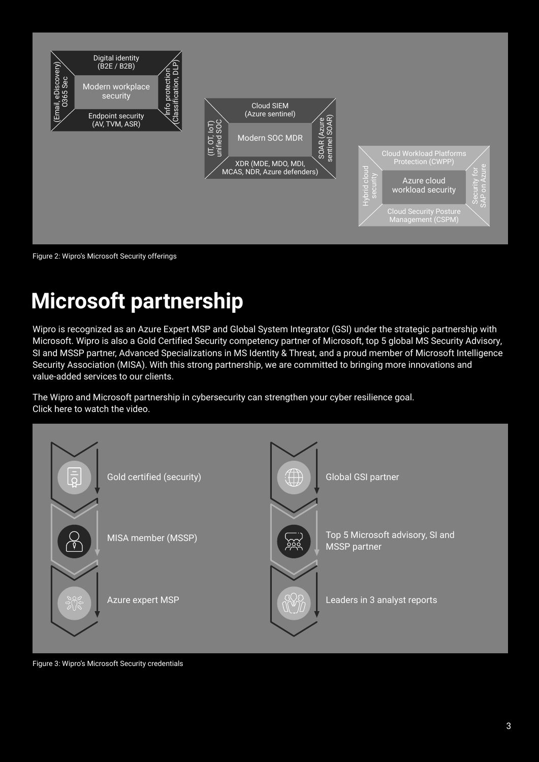Digital identity (B2E / B2B)

(Email, eDiscovery) O365 Sec

Modern workplace security

Info protection (Classification, DLP)

Endpoint security (AV, TVM, ASR)

Cloud SIEM (Azure sentinel)

(IT, OT, IoT) unified SOC

Modern SOC MDR

SOAR (Azure sentinel SOAR)

XDR (MDE, MDO, MDI, MCAS, NDR, Azure defenders)

Cloud Workload Platforms Protection (CWPP)

Hybrid cloud security

Azure cloud workload security

Security for SAP on Azure

Cloud Security Posture Management (CSPM)

Figure 2: Wipro's Microsoft Security offerings

# Microsoft partnership

Wipro is recognized as an Azure Expert MSP and Global System Integrator (GSI) under the strategic partnership with Microsoft. Wipro is also a Gold Certified Security competency partner of Microsoft, top 5 global MS Security Advisory, SI and MSSP partner, Advanced Specializations in MS Identity & Threat, and a proud member of Microsoft Intelligence Security Association (MISA). With this strong partnership, we are committed to bringing more innovations and value-added services to our clients.

The Wipro and Microsoft partnership in cybersecurity can strengthen your cyber resilience goal.
Click here to watch the video.

- Gold certified (security)
- MISA member (MSSP)
- Azure expert MSP
- Global GSI partner
- Top 5 Microsoft advisory, SI and MSSP partner
- Leaders in 3 analyst reports

Figure 3: Wipro's Microsoft Security credentials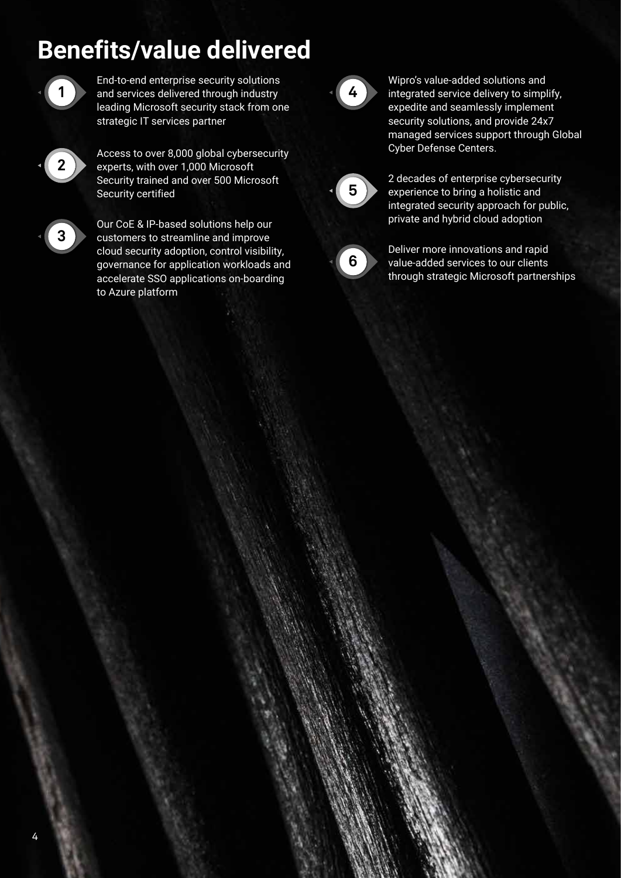# Benefits/value delivered

1. End-to-end enterprise security solutions and services delivered through industry leading Microsoft security stack from one strategic IT services partner

2. Access to over 8,000 global cybersecurity experts, with over 1,000 Microsoft Security trained and over 500 Microsoft Security certified

3. Our CoE & IP-based solutions help our customers to streamline and improve cloud security adoption, control visibility, governance for application workloads and accelerate SSO applications on-boarding to Azure platform

4. Wipro's value-added solutions and integrated service delivery to simplify, expedite and seamlessly implement security solutions, and provide 24x7 managed services support through Global Cyber Defense Centers.

5. 2 decades of enterprise cybersecurity experience to bring a holistic and integrated security approach for public, private and hybrid cloud adoption

6. Deliver more innovations and rapid value-added services to our clients through strategic Microsoft partnerships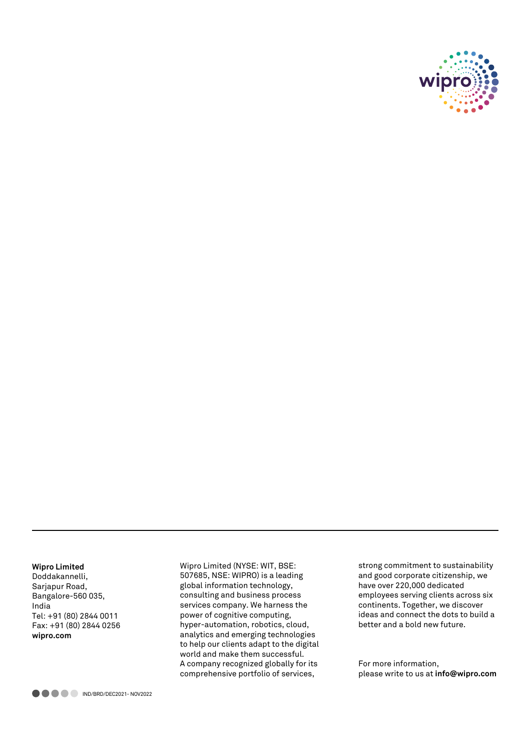**Wipro Limited**
Doddakannelli,
Sarjapur Road,
Bangalore-560 035,
India
Tel: +91 (80) 2844 0011
Fax: +91 (80) 2844 0256
**wipro.com**

Wipro Limited (NYSE: WIT, BSE: 507685, NSE: WIPRO) is a leading global information technology, consulting and business process services company. We harness the power of cognitive computing, hyper-automation, robotics, cloud, analytics and emerging technologies to help our clients adapt to the digital world and make them successful. A company recognized globally for its comprehensive portfolio of services, strong commitment to sustainability and good corporate citizenship, we have over 220,000 dedicated employees serving clients across six continents. Together, we discover ideas and connect the dots to build a better and a bold new future.

For more information,
please write to us at **info@wipro.com**

IND/BRD/DEC2021- NOV2022